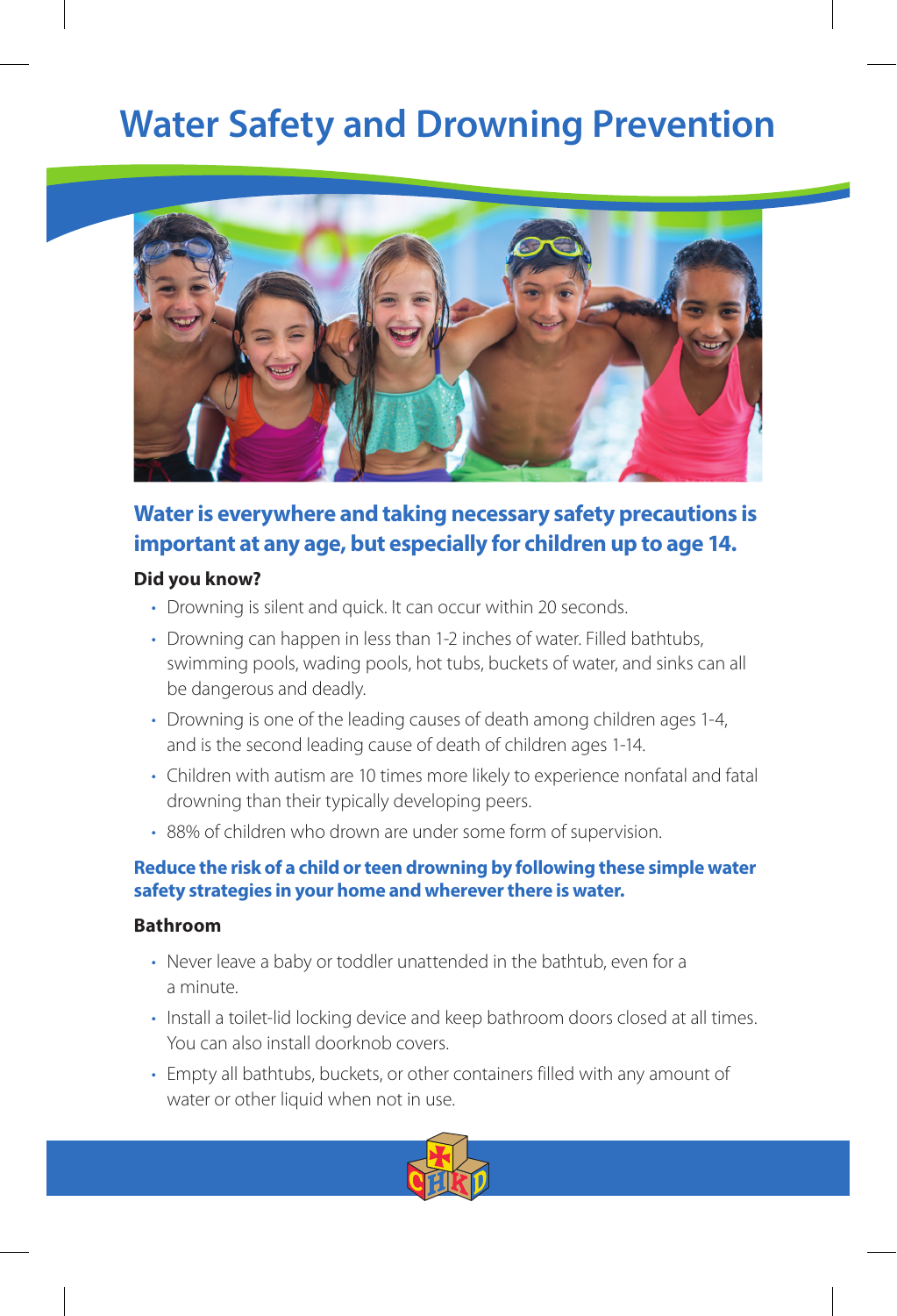# Water Safety and Drowning Prevention

## Water is everywhere and taking necessary safety precautions is important at any age, but especially for children up to age 14.

### Did you know?

- Drowning is silent and quick. It can occur within 20 seconds.
- Drowning can happen in less than 1-2 inches of water. Filled bathtubs, swimming pools, wading pools, hot tubs, buckets of water, and sinks can all be dangerous and deadly.
- Drowning is one of the leading causes of death among children ages 1-4, and is the second leading cause of death of children ages 1-14.
- Children with autism are 10 times more likely to experience nonfatal and fatal drowning than their typically developing peers.
- 88% of children who drown are under some form of supervision.

**Reduce the risk of a child or teen drowning by following these simple water safety strategies in your home and wherever there is water.**

### Bathroom

- Never leave a baby or toddler unattended in the bathtub, even for a a minute.
- Install a toilet-lid locking device and keep bathroom doors closed at all times. You can also install doorknob covers.
- Empty all bathtubs, buckets, or other containers filled with any amount of water or other liquid when not in use.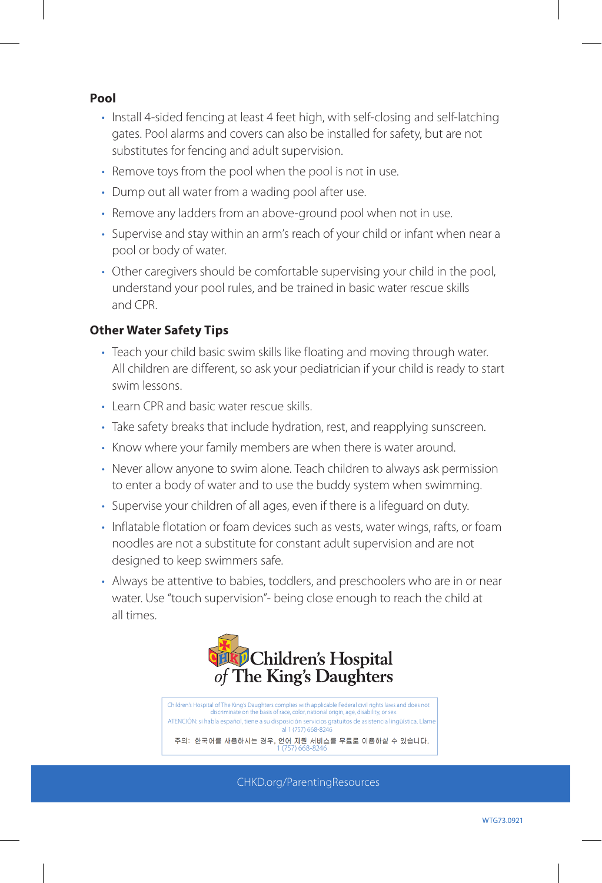## Pool

- Install 4-sided fencing at least 4 feet high, with self-closing and self-latching gates. Pool alarms and covers can also be installed for safety, but are not substitutes for fencing and adult supervision.
- Remove toys from the pool when the pool is not in use.
- Dump out all water from a wading pool after use.
- Remove any ladders from an above-ground pool when not in use.
- Supervise and stay within an arm's reach of your child or infant when near a pool or body of water.
- Other caregivers should be comfortable supervising your child in the pool, understand your pool rules, and be trained in basic water rescue skills and CPR.

## Other Water Safety Tips

- Teach your child basic swim skills like floating and moving through water. All children are different, so ask your pediatrician if your child is ready to start swim lessons.
- Learn CPR and basic water rescue skills.
- Take safety breaks that include hydration, rest, and reapplying sunscreen.
- Know where your family members are when there is water around.
- Never allow anyone to swim alone. Teach children to always ask permission to enter a body of water and to use the buddy system when swimming.
- Supervise your children of all ages, even if there is a lifeguard on duty.
- Inflatable flotation or foam devices such as vests, water wings, rafts, or foam noodles are not a substitute for constant adult supervision and are not designed to keep swimmers safe.
- Always be attentive to babies, toddlers, and preschoolers who are in or near water. Use "touch supervision"- being close enough to reach the child at all times.

Children's Hospital of The King's Daughters

Children's Hospital of The King's Daughters complies with applicable Federal civil rights laws and does not discriminate on the basis of race, color, national origin, age, disability, or sex.
ATENCIÓN: si habla español, tiene a su disposición servicios gratuitos de asistencia lingüística. Llame al 1 (757) 668-8246
주의: 한국어를 사용하시는 경우, 언어 지원 서비스를 무료로 이용하실 수 있습니다. 1 (757) 668-8246

CHKD.org/ParentingResources

WTG73.0921